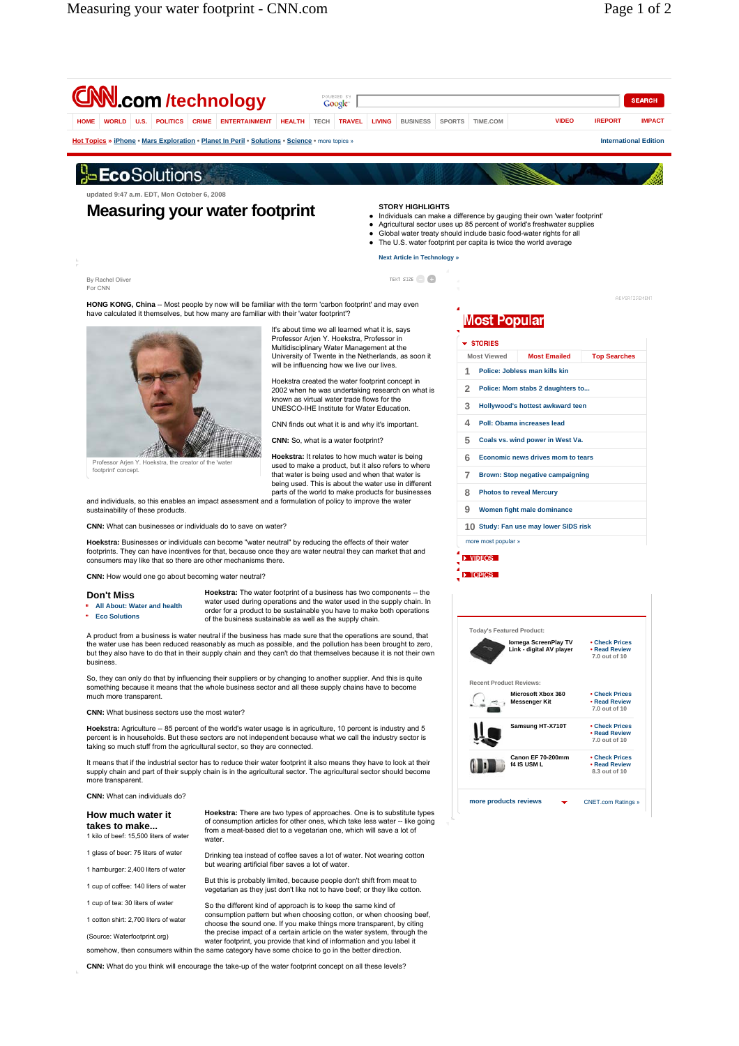CNN.com /technology

HOME | WORLD | U.S. | POLITICS | CRIME | ENTERTAINMENT | HEALTH | TECH | TRAVEL | LIVING | BUSINESS | SPORTS | TIME.COM | VIDEO | IREPORT | IMPACT

Hot Topics » iPhone • Mars Exploration • Planet in Peril • Solutions • Science • more topics »

International Edition

EcoSolutions

updated 9:47 a.m. EDT, Mon October 6, 2008

# Measuring your water footprint

**STORY HIGHLIGHTS**

- Individuals can make a difference by gauging their own 'water footprint'
- Agricultural sector uses up 85 percent of world's freshwater supplies
- Global water treaty should include basic food-water rights for all
- The U.S. water footprint per capita is twice the world average

Next Article in Technology »

By Rachel Oliver
For CNN

**HONG KONG, China** -- Most people by now will be familiar with the term 'carbon footprint' and may even have calculated it themselves, but how many are familiar with their 'water footprint'?

Professor Arjen Y. Hoekstra, the creator of the 'water footprint' concept.

It's about time we all learned what it is, says Professor Arjen Y. Hoekstra, Professor in Multidisciplinary Water Management at the University of Twente in the Netherlands, as soon it will be influencing how we live our lives.

Hoekstra created the water footprint concept in 2002 when he was undertaking research on what is known as virtual water trade flows for the UNESCO-IHE Institute for Water Education.

CNN finds out what it is and why it's important.

**CNN:** So, what is a water footprint?

**Hoekstra:** It relates to how much water is being used to make a product, but it also refers to where that water is being used and when that water is being used. This is about the water use in different parts of the world to make products for businesses and individuals, so this enables an impact assessment and a formulation of policy to improve the water sustainability of these products.

**CNN:** What can businesses or individuals do to save on water?

**Hoekstra:** Businesses or individuals can become "water neutral" by reducing the effects of their water footprints. They can have incentives for that, because once they are water neutral they can market that and consumers may like that so there are other mechanisms there.

**CNN:** How would one go about becoming water neutral?

**Don't Miss**

- All About: Water and health
- Eco Solutions

**Hoekstra:** The water footprint of a business has two components -- the water used during operations and the water used in the supply chain. In order for a product to be sustainable you have to make both operations of the business sustainable as well as the supply chain.

A product from a business is water neutral if the business has made sure that the operations are sound, that the water use has been reduced reasonably as much as possible, and the pollution has been brought to zero, but they also have to do that in their supply chain and they can't do that themselves because it is not their own business.

So, they can only do that by influencing their suppliers or by changing to another supplier. And this is quite something because it means that the whole business sector and all these supply chains have to become much more transparent.

**CNN:** What business sectors use the most water?

**Hoekstra:** Agriculture -- 85 percent of the world's water usage is in agriculture, 10 percent is industry and 5 percent is in households. But these sectors are not independent because what we call the industry sector is taking so much stuff from the agricultural sector, so they are connected.

It means that if the industrial sector has to reduce their water footprint it also means they have to look at their supply chain and part of their supply chain is in the agricultural sector. The agricultural sector should become more transparent.

**CNN:** What can individuals do?

**How much water it takes to make...**

1 kilo of beef: 15,500 liters of water

1 glass of beer: 75 liters of water

1 hamburger: 2,400 liters of water

1 cup of coffee: 140 liters of water

1 cup of tea: 30 liters of water

1 cotton shirt: 2,700 liters of water

(Source: Waterfootprint.org)

**Hoekstra:** There are two types of approaches. One is to substitute types of consumption activities for other ones, which take less water -- like going from a meat-based diet to a vegetarian one, which will save a lot of water.

Drinking tea instead of coffee saves a lot of water. Not wearing cotton but wearing artificial fiber saves a lot of water.

But this is probably limited, because people don't shift from meat to vegetarian as they just don't like not to have beef; or they like cotton.

So the different kind of approach is to keep the same kind of consumption pattern but when choosing cotton, or when choosing beef, choose the sound one. If you make things more transparent, by citing the precise impact of a certain article on the water system, through the water footprint, you provide that kind of information and you label it somehow, then consumers within the same category have some choice to go in the better direction.

**CNN:** What do you think will encourage the take-up of the water footprint concept on all these levels?

**Most Popular**

STORIES

Most Viewed | Most Emailed | Top Searches

1. Police: Jobless man kills kin
2. Police: Mom stabs 2 daughters to...
3. Hollywood's hottest awkward teen
4. Poll: Obama increases lead
5. Coals vs. wind power in West Va.
6. Economic news drives mom to tears
7. Brown: Stop negative campaigning
8. Photos to reveal Mercury
9. Women fight male dominance
10. Study: Fan use may lower SIDS risk

more most popular »

VIDEOS

TOPICS

Today's Featured Product:

Iomega ScreenPlay TV Link - digital AV player • Check Prices • Read Review 7.0 out of 10

Recent Product Reviews:

Microsoft Xbox 360 Messenger Kit • Check Prices • Read Review 7.0 out of 10

Samsung HT-X710T • Check Prices • Read Review 7.0 out of 10

Canon EF 70-200mm f4 IS USM L • Check Prices • Read Review 8.3 out of 10

more products reviews | CNET.com Ratings »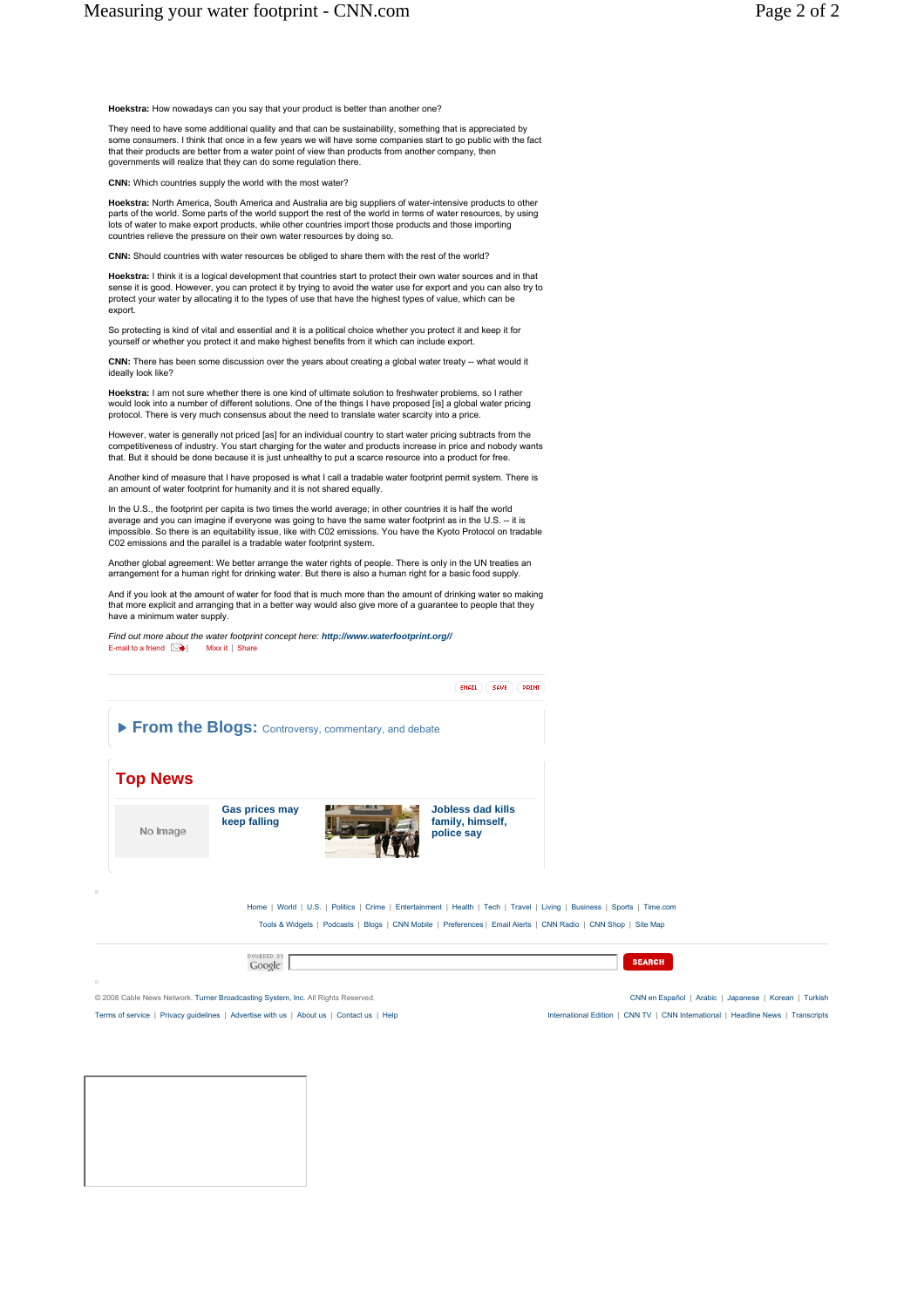**Hoekstra:** How nowadays can you say that your product is better than another one?

They need to have some additional quality and that can be sustainability, something that is appreciated by some consumers. I think that once in a few years we will have some companies start to go public with the fact that their products are better from a water point of view than products from another company, then governments will realize that they can do some regulation there.

**CNN:** Which countries supply the world with the most water?

**Hoekstra:** North America, South America and Australia are big suppliers of water-intensive products to other parts of the world. Some parts of the world support the rest of the world in terms of water resources, by using lots of water to make export products, while other countries import those products and those importing countries relieve the pressure on their own water resources by doing so.

**CNN:** Should countries with water resources be obliged to share them with the rest of the world?

**Hoekstra:** I think it is a logical development that countries start to protect their own water sources and in that sense it is good. However, you can protect it by trying to avoid the water use for export and you can also try to protect your water by allocating it to the types of use that have the highest types of value, which can be export.

So protecting is kind of vital and essential and it is a political choice whether you protect it and keep it for yourself or whether you protect it and make highest benefits from it which can include export.

**CNN:** There has been some discussion over the years about creating a global water treaty -- what would it ideally look like?

**Hoekstra:** I am not sure whether there is one kind of ultimate solution to freshwater problems, so I rather would look into a number of different solutions. One of the things I have proposed [is] a global water pricing protocol. There is very much consensus about the need to translate water scarcity into a price.

However, water is generally not priced [as] for an individual country to start water pricing subtracts from the competitiveness of industry. You start charging for the water and products increase in price and nobody wants that. But it should be done because it is just unhealthy to put a scarce resource into a product for free.

Another kind of measure that I have proposed is what I call a tradable water footprint permit system. There is an amount of water footprint for humanity and it is not shared equally.

In the U.S., the footprint per capita is two times the world average; in other countries it is half the world average and you can imagine if everyone was going to have the same water footprint as in the U.S. -- it is impossible. So there is an equitability issue, like with C02 emissions. You have the Kyoto Protocol on tradable C02 emissions and the parallel is a tradable water footprint system.

Another global agreement: We better arrange the water rights of people. There is only in the UN treaties an arrangement for a human right for drinking water. But there is also a human right for a basic food supply.

And if you look at the amount of water for food that is much more than the amount of drinking water so making that more explicit and arranging that in a better way would also give more of a guarantee to people that they have a minimum water supply.

*Find out more about the water footprint concept here:* ***http://www.waterfootprint.org//***

E-mail to a friend | Mixx it | Share

EMAIL SAVE PRINT

## From the Blogs: Controversy, commentary, and debate

## Top News

No Image

**Gas prices may keep falling**

**Jobless dad kills family, himself, police say**

Home | World | U.S. | Politics | Crime | Entertainment | Health | Tech | Travel | Living | Business | Sports | Time.com

Tools & Widgets | Podcasts | Blogs | CNN Mobile | Preferences | Email Alerts | CNN Radio | CNN Shop | Site Map

POWERED BY Google SEARCH

© 2008 Cable News Network. Turner Broadcasting System, Inc. All Rights Reserved.

CNN en Español | Arabic | Japanese | Korean | Turkish

Terms of service | Privacy guidelines | Advertise with us | About us | Contact us | Help

International Edition | CNN TV | CNN International | Headline News | Transcripts